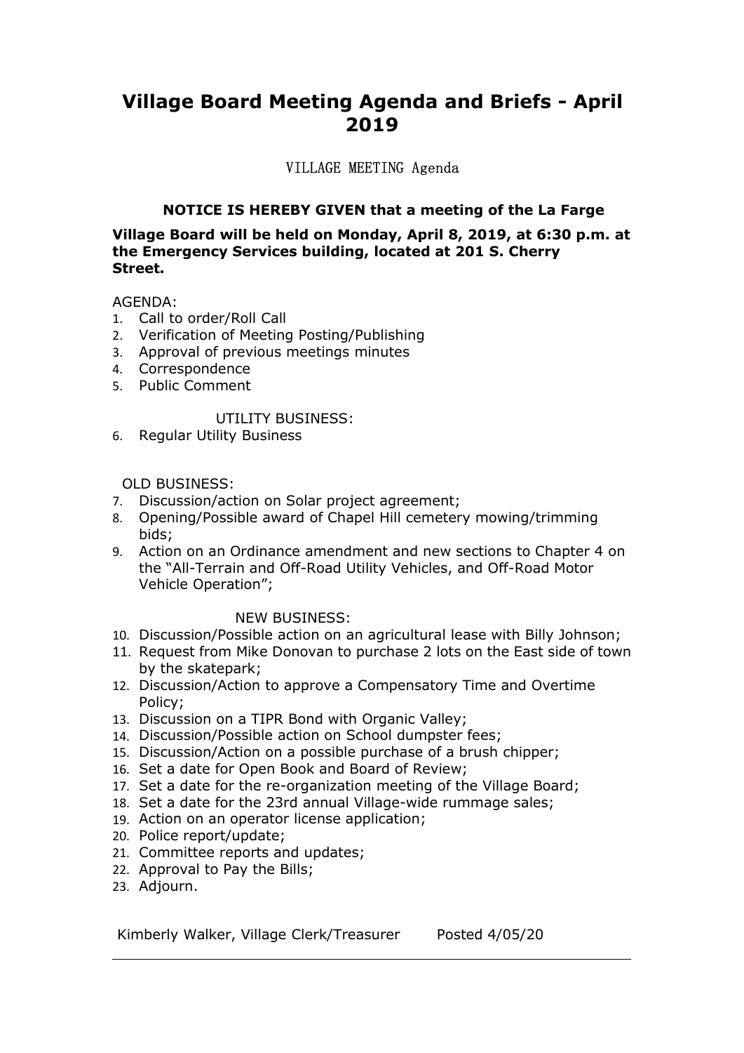# Village Board Meeting Agenda and Briefs - April 2019

VILLAGE MEETING Agenda

**NOTICE IS HEREBY GIVEN that a meeting of the La Farge**

**Village Board will be held on Monday, April 8, 2019, at 6:30 p.m. at the Emergency Services building, located at 201 S. Cherry Street.**

AGENDA:

1. Call to order/Roll Call
2. Verification of Meeting Posting/Publishing
3. Approval of previous meetings minutes
4. Correspondence
5. Public Comment

UTILITY BUSINESS:

6. Regular Utility Business

OLD BUSINESS:

7. Discussion/action on Solar project agreement;
8. Opening/Possible award of Chapel Hill cemetery mowing/trimming bids;
9. Action on an Ordinance amendment and new sections to Chapter 4 on the "All-Terrain and Off-Road Utility Vehicles, and Off-Road Motor Vehicle Operation";

NEW BUSINESS:

10. Discussion/Possible action on an agricultural lease with Billy Johnson;
11. Request from Mike Donovan to purchase 2 lots on the East side of town by the skatepark;
12. Discussion/Action to approve a Compensatory Time and Overtime Policy;
13. Discussion on a TIPR Bond with Organic Valley;
14. Discussion/Possible action on School dumpster fees;
15. Discussion/Action on a possible purchase of a brush chipper;
16. Set a date for Open Book and Board of Review;
17. Set a date for the re-organization meeting of the Village Board;
18. Set a date for the 23rd annual Village-wide rummage sales;
19. Action on an operator license application;
20. Police report/update;
21. Committee reports and updates;
22. Approval to Pay the Bills;
23. Adjourn.

Kimberly Walker, Village Clerk/Treasurer Posted 4/05/20

---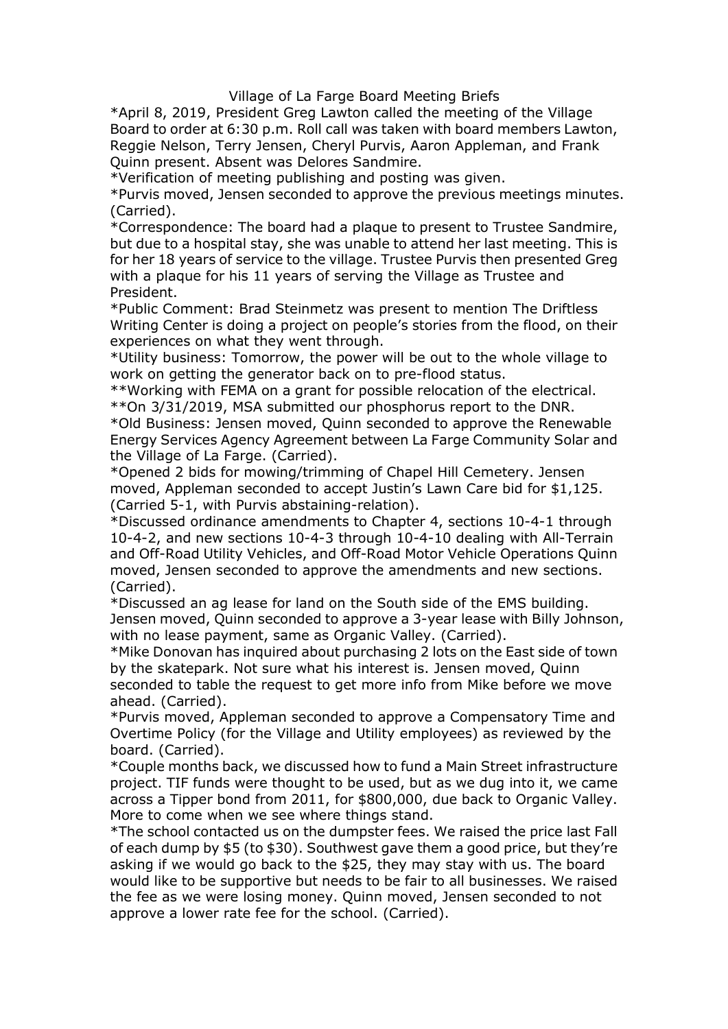Village of La Farge Board Meeting Briefs

*April 8, 2019, President Greg Lawton called the meeting of the Village Board to order at 6:30 p.m. Roll call was taken with board members Lawton, Reggie Nelson, Terry Jensen, Cheryl Purvis, Aaron Appleman, and Frank Quinn present. Absent was Delores Sandmire.

*Verification of meeting publishing and posting was given.

*Purvis moved, Jensen seconded to approve the previous meetings minutes. (Carried).

*Correspondence: The board had a plaque to present to Trustee Sandmire, but due to a hospital stay, she was unable to attend her last meeting. This is for her 18 years of service to the village. Trustee Purvis then presented Greg with a plaque for his 11 years of serving the Village as Trustee and President.

*Public Comment: Brad Steinmetz was present to mention The Driftless Writing Center is doing a project on people's stories from the flood, on their experiences on what they went through.

*Utility business: Tomorrow, the power will be out to the whole village to work on getting the generator back on to pre-flood status.

**Working with FEMA on a grant for possible relocation of the electrical.

**On 3/31/2019, MSA submitted our phosphorus report to the DNR.

*Old Business: Jensen moved, Quinn seconded to approve the Renewable Energy Services Agency Agreement between La Farge Community Solar and the Village of La Farge. (Carried).

*Opened 2 bids for mowing/trimming of Chapel Hill Cemetery. Jensen moved, Appleman seconded to accept Justin's Lawn Care bid for $1,125. (Carried 5-1, with Purvis abstaining-relation).

*Discussed ordinance amendments to Chapter 4, sections 10-4-1 through 10-4-2, and new sections 10-4-3 through 10-4-10 dealing with All-Terrain and Off-Road Utility Vehicles, and Off-Road Motor Vehicle Operations Quinn moved, Jensen seconded to approve the amendments and new sections. (Carried).

*Discussed an ag lease for land on the South side of the EMS building. Jensen moved, Quinn seconded to approve a 3-year lease with Billy Johnson, with no lease payment, same as Organic Valley. (Carried).

*Mike Donovan has inquired about purchasing 2 lots on the East side of town by the skatepark. Not sure what his interest is. Jensen moved, Quinn seconded to table the request to get more info from Mike before we move ahead. (Carried).

*Purvis moved, Appleman seconded to approve a Compensatory Time and Overtime Policy (for the Village and Utility employees) as reviewed by the board. (Carried).

*Couple months back, we discussed how to fund a Main Street infrastructure project. TIF funds were thought to be used, but as we dug into it, we came across a Tipper bond from 2011, for $800,000, due back to Organic Valley. More to come when we see where things stand.

*The school contacted us on the dumpster fees. We raised the price last Fall of each dump by $5 (to $30). Southwest gave them a good price, but they're asking if we would go back to the $25, they may stay with us. The board would like to be supportive but needs to be fair to all businesses. We raised the fee as we were losing money. Quinn moved, Jensen seconded to not approve a lower rate fee for the school. (Carried).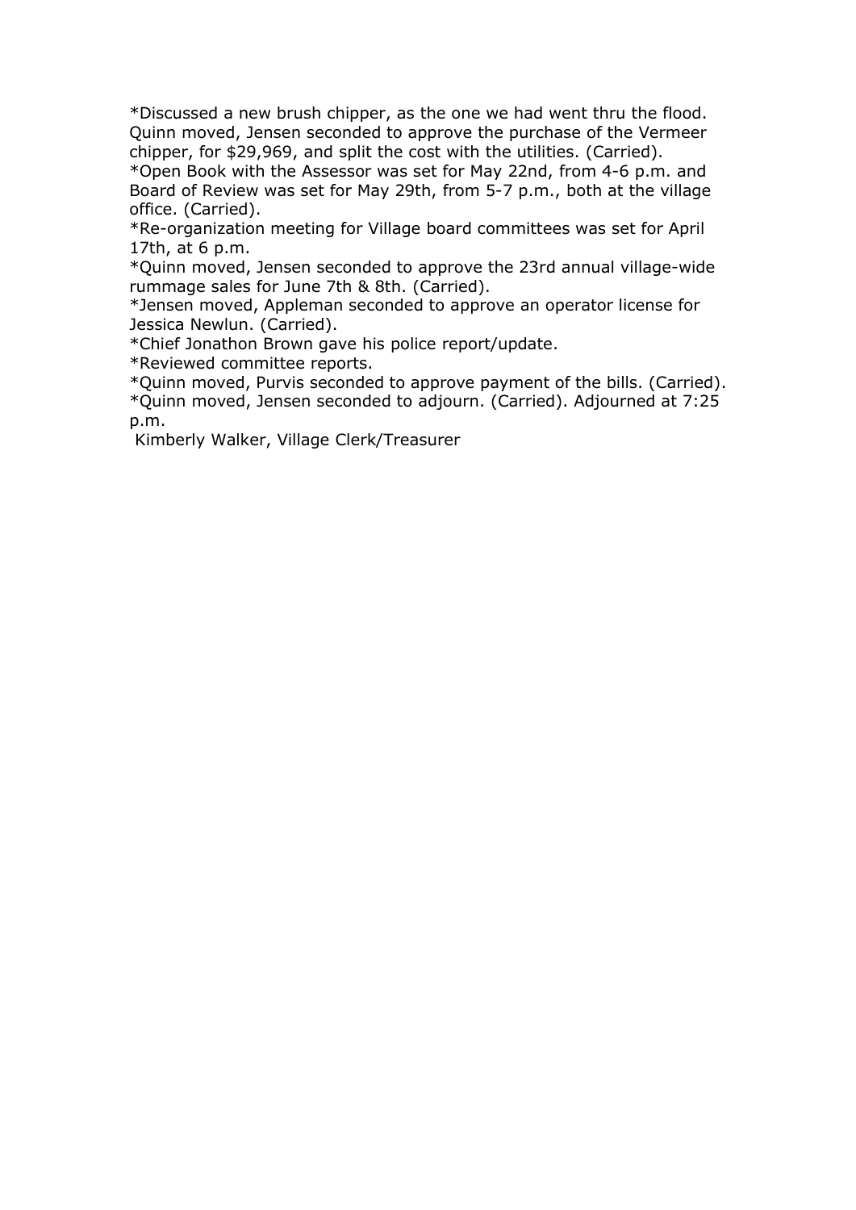*Discussed a new brush chipper, as the one we had went thru the flood. Quinn moved, Jensen seconded to approve the purchase of the Vermeer chipper, for $29,969, and split the cost with the utilities. (Carried).
*Open Book with the Assessor was set for May 22nd, from 4-6 p.m. and Board of Review was set for May 29th, from 5-7 p.m., both at the village office. (Carried).
*Re-organization meeting for Village board committees was set for April 17th, at 6 p.m.
*Quinn moved, Jensen seconded to approve the 23rd annual village-wide rummage sales for June 7th & 8th. (Carried).
*Jensen moved, Appleman seconded to approve an operator license for Jessica Newlun. (Carried).
*Chief Jonathon Brown gave his police report/update.
*Reviewed committee reports.
*Quinn moved, Purvis seconded to approve payment of the bills. (Carried).
*Quinn moved, Jensen seconded to adjourn. (Carried). Adjourned at 7:25 p.m.

Kimberly Walker, Village Clerk/Treasurer